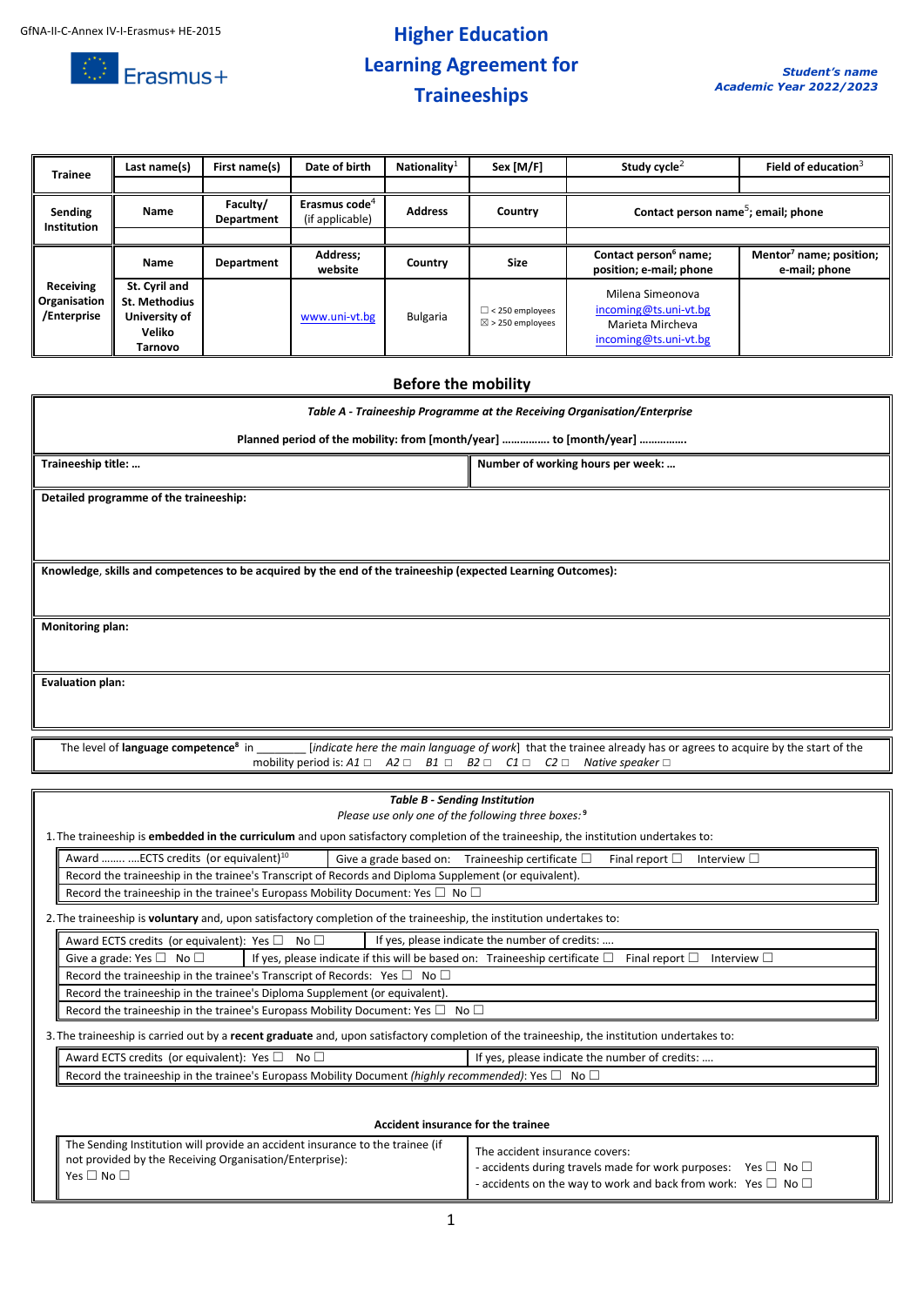GfNA-II-C-Annex IV-I-Erasmus+ HE-2015

Erasmus+

# Higher Education Learning Agreement for Traineeships

***Student's name***
***Academic Year 2022/2023***

| Trainee | Last name(s) | First name(s) | Date of birth | Nationality[1] | Sex [M/F] | Study cycle[2] | Field of education[3] |
|---|---|---|---|---|---|---|---|
| | | | | | | | |
| **Sending Institution** | **Name** | **Faculty/ Department** | **Erasmus code[4]** (if applicable) | **Address** | **Country** | **Contact person name[5]; email; phone** | |
| | | | | | | | |
| **Receiving Organisation /Enterprise** | **Name** | **Department** | **Address; website** | **Country** | **Size** | **Contact person[6] name; position; e-mail; phone** | **Mentor[7] name; position; e-mail; phone** |
| | **St. Cyril and St. Methodius University of Veliko Tarnovo** | | www.uni-vt.bg | Bulgaria | ☐ < 250 employees ☒ > 250 employees | Milena Simeonova incoming@ts.uni-vt.bg Marieta Mircheva incoming@ts.uni-vt.bg | |

## Before the mobility

***Table A - Traineeship Programme at the Receiving Organisation/Enterprise***

**Planned period of the mobility: from [month/year] ……………. to [month/year] …………….**

| **Traineeship title: …** | **Number of working hours per week: …** |
|---|---|

**Detailed programme of the traineeship:**

**Knowledge, skills and competences to be acquired by the end of the traineeship (expected Learning Outcomes):**

**Monitoring plan:**

**Evaluation plan:**

The level of **language competence[8]** in ________ [*indicate here the main language of work*] that the trainee already has or agrees to acquire by the start of the mobility period is: *A1* ☐ *A2* ☐ *B1* ☐ *B2* ☐ *C1* ☐ *C2* ☐ *Native speaker* ☐

***Table B - Sending Institution***

*Please use only one of the following three boxes:*[9]

1. The traineeship is **embedded in the curriculum** and upon satisfactory completion of the traineeship, the institution undertakes to:

| Award …….. ….ECTS credits (or equivalent)[10] | Give a grade based on: Traineeship certificate ☐ Final report ☐ Interview ☐ |
|---|---|
| Record the traineeship in the trainee's Transcript of Records and Diploma Supplement (or equivalent). | |
| Record the traineeship in the trainee's Europass Mobility Document: Yes ☐ No ☐ | |

2. The traineeship is **voluntary** and, upon satisfactory completion of the traineeship, the institution undertakes to:

| Award ECTS credits (or equivalent): Yes ☐ No ☐ | If yes, please indicate the number of credits: …. |
|---|---|
| Give a grade: Yes ☐ No ☐ | If yes, please indicate if this will be based on: Traineeship certificate ☐ Final report ☐ Interview ☐ |
| Record the traineeship in the trainee's Transcript of Records: Yes ☐ No ☐ | |
| Record the traineeship in the trainee's Diploma Supplement (or equivalent). | |
| Record the traineeship in the trainee's Europass Mobility Document: Yes ☐ No ☐ | |

3. The traineeship is carried out by a **recent graduate** and, upon satisfactory completion of the traineeship, the institution undertakes to:

| Award ECTS credits (or equivalent): Yes ☐ No ☐ | If yes, please indicate the number of credits: …. |
|---|---|
| Record the traineeship in the trainee's Europass Mobility Document *(highly recommended)*: Yes ☐ No ☐ | |

**Accident insurance for the trainee**

| The Sending Institution will provide an accident insurance to the trainee (if not provided by the Receiving Organisation/Enterprise): Yes ☐ No ☐ | The accident insurance covers: - accidents during travels made for work purposes: Yes ☐ No ☐ - accidents on the way to work and back from work: Yes ☐ No ☐ |
|---|---|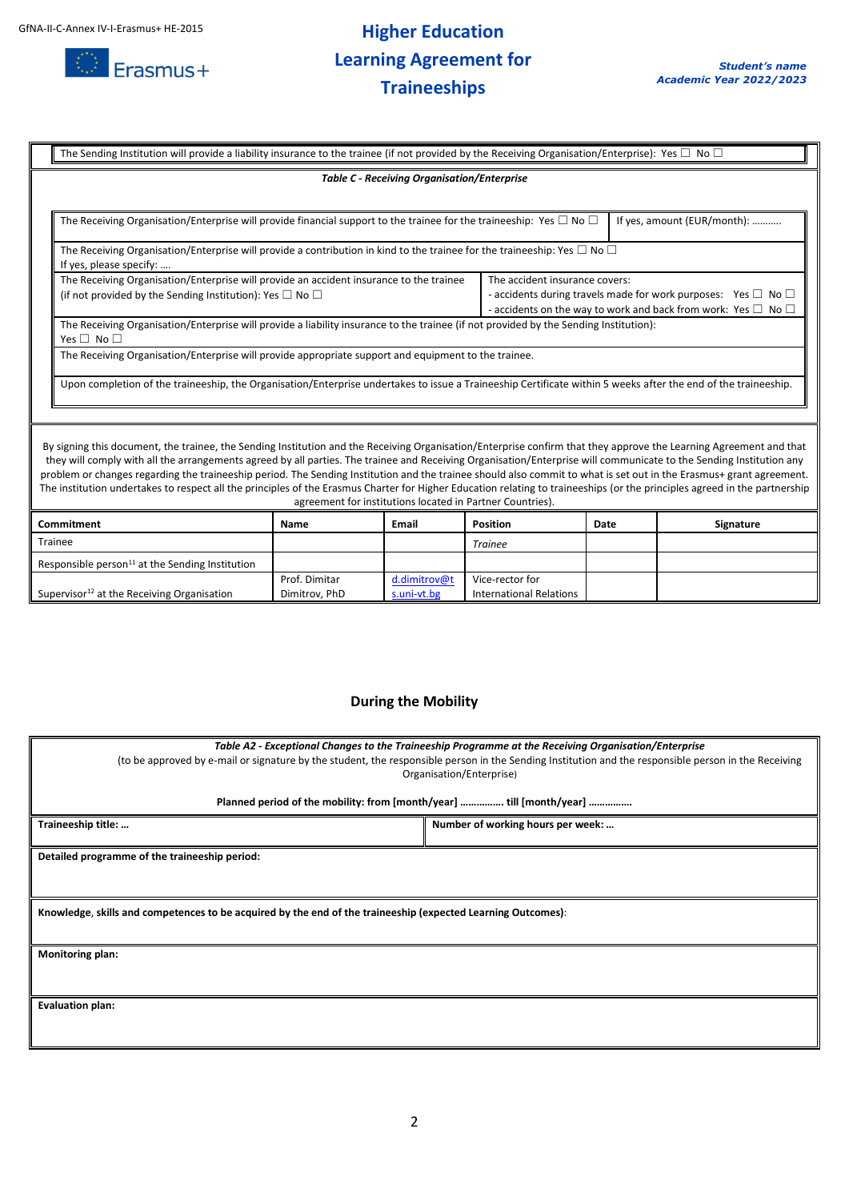The Sending Institution will provide a liability insurance to the trainee (if not provided by the Receiving Organisation/Enterprise): Yes ☐ No ☐

***Table C - Receiving Organisation/Enterprise***

| | |
|---|---|
| The Receiving Organisation/Enterprise will provide financial support to the trainee for the traineeship: Yes ☐ No ☐ | If yes, amount (EUR/month): ………. |
| The Receiving Organisation/Enterprise will provide a contribution in kind to the trainee for the traineeship: Yes ☐ No ☐<br>If yes, please specify: …. | |
| The Receiving Organisation/Enterprise will provide an accident insurance to the trainee (if not provided by the Sending Institution): Yes ☐ No ☐ | The accident insurance covers:<br>- accidents during travels made for work purposes: Yes ☐ No ☐<br>- accidents on the way to work and back from work: Yes ☐ No ☐ |
| The Receiving Organisation/Enterprise will provide a liability insurance to the trainee (if not provided by the Sending Institution):<br>Yes ☐ No ☐ | |
| The Receiving Organisation/Enterprise will provide appropriate support and equipment to the trainee. | |
| Upon completion of the traineeship, the Organisation/Enterprise undertakes to issue a Traineeship Certificate within 5 weeks after the end of the traineeship. | |

By signing this document, the trainee, the Sending Institution and the Receiving Organisation/Enterprise confirm that they approve the Learning Agreement and that they will comply with all the arrangements agreed by all parties. The trainee and Receiving Organisation/Enterprise will communicate to the Sending Institution any problem or changes regarding the traineeship period. The Sending Institution and the trainee should also commit to what is set out in the Erasmus+ grant agreement. The institution undertakes to respect all the principles of the Erasmus Charter for Higher Education relating to traineeships (or the principles agreed in the partnership agreement for institutions located in Partner Countries).

| Commitment | Name | Email | Position | Date | Signature |
|---|---|---|---|---|---|
| Trainee | | | *Trainee* | | |
| Responsible person[11] at the Sending Institution | | | | | |
| Supervisor[12] at the Receiving Organisation | Prof. Dimitar Dimitrov, PhD | d.dimitrov@ts.uni-vt.bg | Vice-rector for International Relations | | |

## During the Mobility

***Table A2 - Exceptional Changes to the Traineeship Programme at the Receiving Organisation/Enterprise***

(to be approved by e-mail or signature by the student, the responsible person in the Sending Institution and the responsible person in the Receiving Organisation/Enterprise)

**Planned period of the mobility: from [month/year] ……………. till [month/year] …………….**

| | |
|---|---|
| **Traineeship title: …** | **Number of working hours per week: …** |
| **Detailed programme of the traineeship period:** | |
| **Knowledge, skills and competences to be acquired by the end of the traineeship (expected Learning Outcomes)**: | |
| **Monitoring plan:** | |
| **Evaluation plan:** | |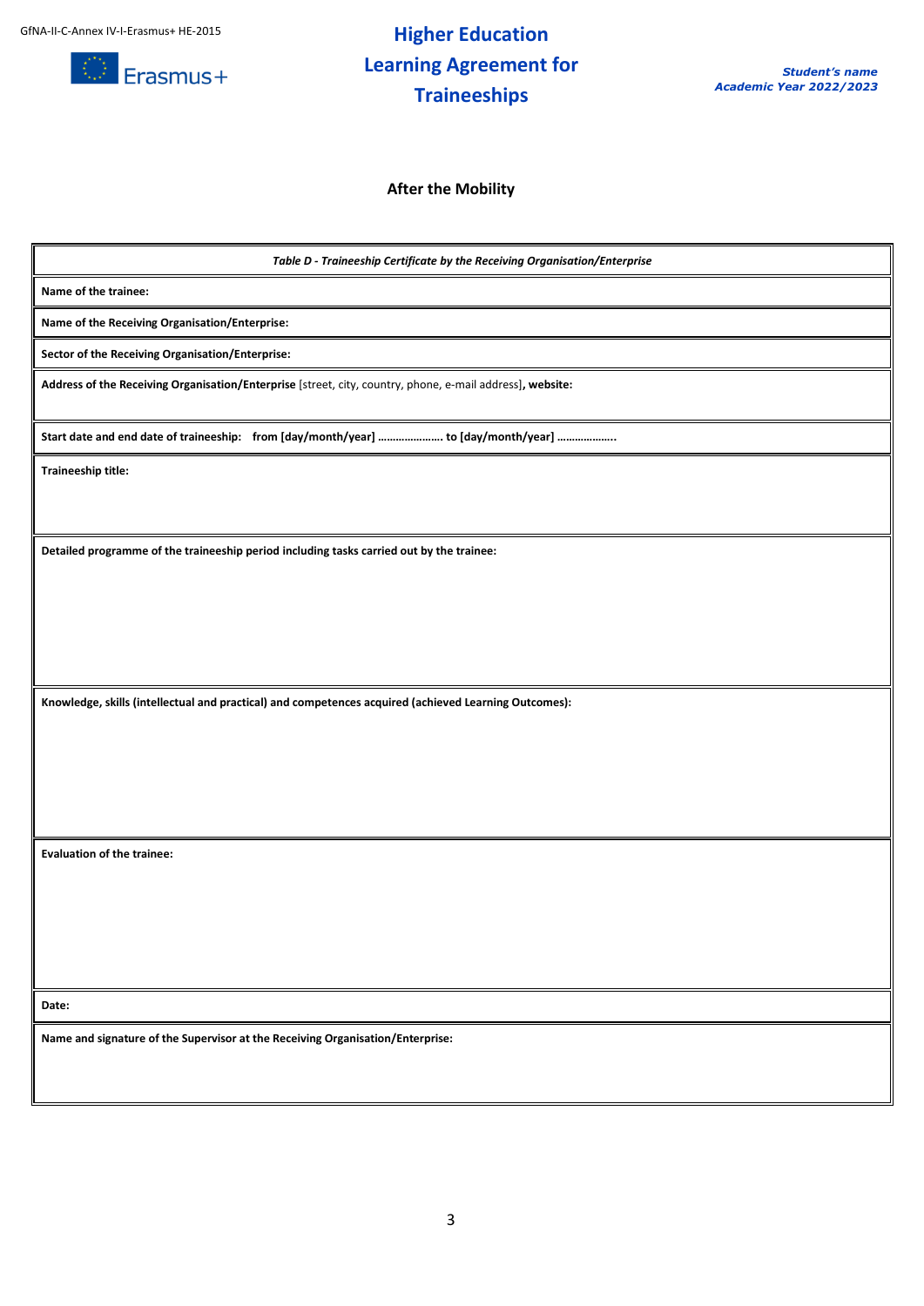GfNA-II-C-Annex IV-I-Erasmus+ HE-2015

Erasmus+

# Higher Education Learning Agreement for Traineeships

***Student's name***
***Academic Year 2022/2023***

## After the Mobility

| ***Table D - Traineeship Certificate by the Receiving Organisation/Enterprise*** |
|---|
| **Name of the trainee:** |
| **Name of the Receiving Organisation/Enterprise:** |
| **Sector of the Receiving Organisation/Enterprise:** |
| **Address of the Receiving Organisation/Enterprise** [street, city, country, phone, e-mail address]**, website:** |
| **Start date and end date of traineeship: from [day/month/year] …………………. to [day/month/year] ………………..** |
| **Traineeship title:** |
| **Detailed programme of the traineeship period including tasks carried out by the trainee:** |
| **Knowledge, skills (intellectual and practical) and competences acquired (achieved Learning Outcomes):** |
| **Evaluation of the trainee:** |
| **Date:** |
| **Name and signature of the Supervisor at the Receiving Organisation/Enterprise:** |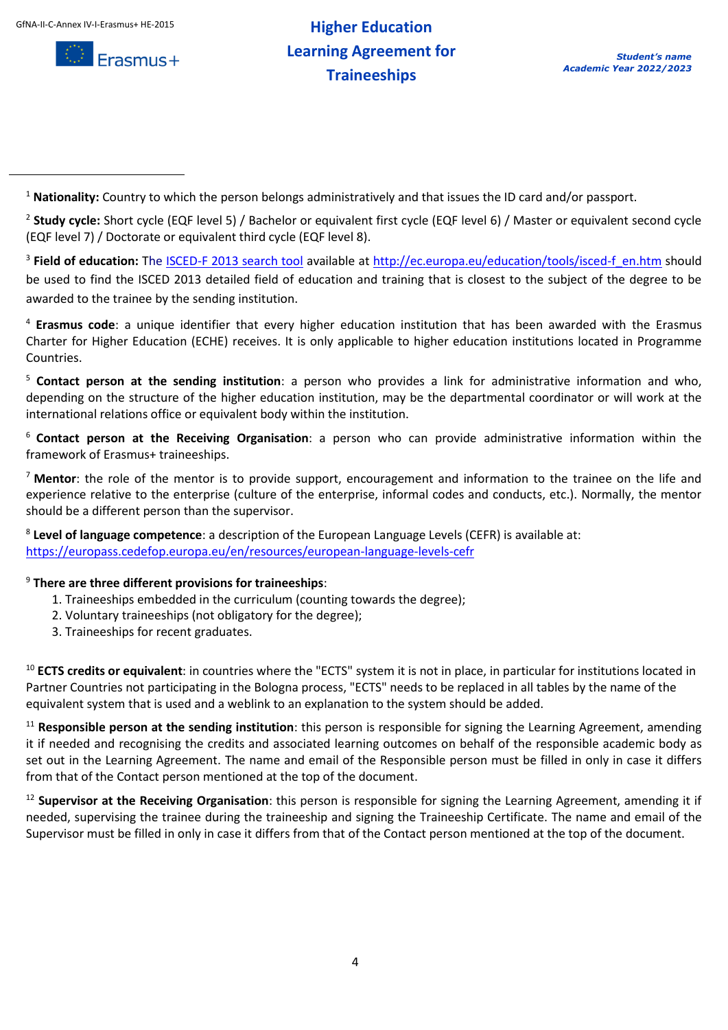[1] **Nationality:** Country to which the person belongs administratively and that issues the ID card and/or passport.

[2] **Study cycle:** Short cycle (EQF level 5) / Bachelor or equivalent first cycle (EQF level 6) / Master or equivalent second cycle (EQF level 7) / Doctorate or equivalent third cycle (EQF level 8).

[3] **Field of education:** The [ISCED-F 2013 search tool](http://ec.europa.eu/education/tools/isced-f_en.htm) available at [http://ec.europa.eu/education/tools/isced-f_en.htm](http://ec.europa.eu/education/tools/isced-f_en.htm) should be used to find the ISCED 2013 detailed field of education and training that is closest to the subject of the degree to be awarded to the trainee by the sending institution.

[4] **Erasmus code**: a unique identifier that every higher education institution that has been awarded with the Erasmus Charter for Higher Education (ECHE) receives. It is only applicable to higher education institutions located in Programme Countries.

[5] **Contact person at the sending institution**: a person who provides a link for administrative information and who, depending on the structure of the higher education institution, may be the departmental coordinator or will work at the international relations office or equivalent body within the institution.

[6] **Contact person at the Receiving Organisation**: a person who can provide administrative information within the framework of Erasmus+ traineeships.

[7] **Mentor**: the role of the mentor is to provide support, encouragement and information to the trainee on the life and experience relative to the enterprise (culture of the enterprise, informal codes and conducts, etc.). Normally, the mentor should be a different person than the supervisor.

[8] **Level of language competence**: a description of the European Language Levels (CEFR) is available at: [https://europass.cedefop.europa.eu/en/resources/european-language-levels-cefr](https://europass.cedefop.europa.eu/en/resources/european-language-levels-cefr)

[9] **There are three different provisions for traineeships**:

1. Traineeships embedded in the curriculum (counting towards the degree);
2. Voluntary traineeships (not obligatory for the degree);
3. Traineeships for recent graduates.

[10] **ECTS credits or equivalent**: in countries where the "ECTS" system it is not in place, in particular for institutions located in Partner Countries not participating in the Bologna process, "ECTS" needs to be replaced in all tables by the name of the equivalent system that is used and a weblink to an explanation to the system should be added.

[11] **Responsible person at the sending institution**: this person is responsible for signing the Learning Agreement, amending it if needed and recognising the credits and associated learning outcomes on behalf of the responsible academic body as set out in the Learning Agreement. The name and email of the Responsible person must be filled in only in case it differs from that of the Contact person mentioned at the top of the document.

[12] **Supervisor at the Receiving Organisation**: this person is responsible for signing the Learning Agreement, amending it if needed, supervising the trainee during the traineeship and signing the Traineeship Certificate. The name and email of the Supervisor must be filled in only in case it differs from that of the Contact person mentioned at the top of the document.